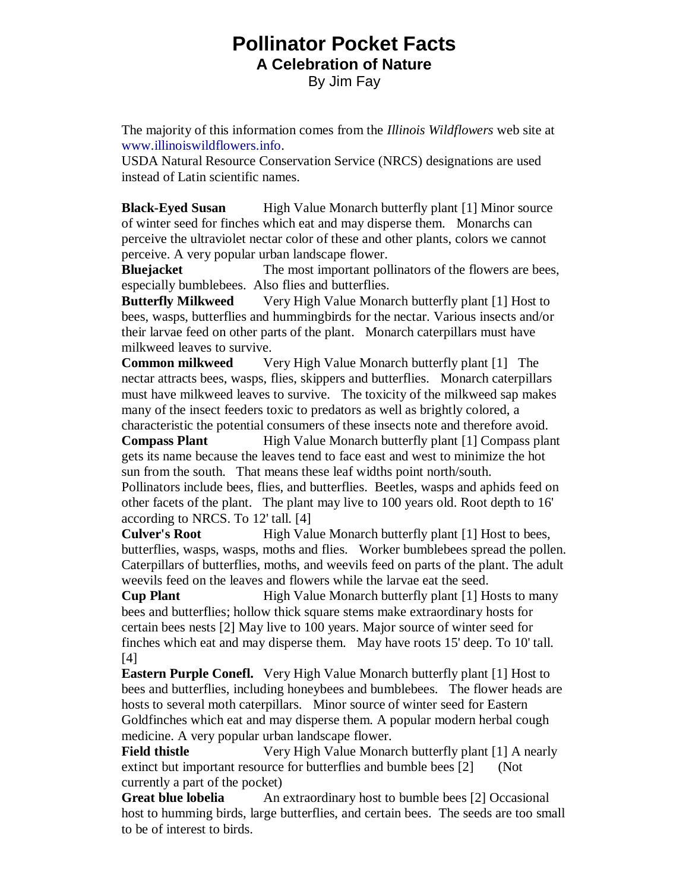# Pollinator Pocket Facts

## A Celebration of Nature

By Jim Fay

The majority of this information comes from the *Illinois Wildflowers* web site at www.illinoiswildflowers.info.
USDA Natural Resource Conservation Service (NRCS) designations are used instead of Latin scientific names.

**Black-Eyed Susan** High Value Monarch butterfly plant [1] Minor source of winter seed for finches which eat and may disperse them. Monarchs can perceive the ultraviolet nectar color of these and other plants, colors we cannot perceive. A very popular urban landscape flower.

**Bluejacket** The most important pollinators of the flowers are bees, especially bumblebees. Also flies and butterflies.

**Butterfly Milkweed** Very High Value Monarch butterfly plant [1] Host to bees, wasps, butterflies and hummingbirds for the nectar. Various insects and/or their larvae feed on other parts of the plant. Monarch caterpillars must have milkweed leaves to survive.

**Common milkweed** Very High Value Monarch butterfly plant [1] The nectar attracts bees, wasps, flies, skippers and butterflies. Monarch caterpillars must have milkweed leaves to survive. The toxicity of the milkweed sap makes many of the insect feeders toxic to predators as well as brightly colored, a characteristic the potential consumers of these insects note and therefore avoid.

**Compass Plant** High Value Monarch butterfly plant [1] Compass plant gets its name because the leaves tend to face east and west to minimize the hot sun from the south. That means these leaf widths point north/south. Pollinators include bees, flies, and butterflies. Beetles, wasps and aphids feed on other facets of the plant. The plant may live to 100 years old. Root depth to 16' according to NRCS. To 12' tall. [4]

**Culver's Root** High Value Monarch butterfly plant [1] Host to bees, butterflies, wasps, wasps, moths and flies. Worker bumblebees spread the pollen. Caterpillars of butterflies, moths, and weevils feed on parts of the plant. The adult weevils feed on the leaves and flowers while the larvae eat the seed.

**Cup Plant** High Value Monarch butterfly plant [1] Hosts to many bees and butterflies; hollow thick square stems make extraordinary hosts for certain bees nests [2] May live to 100 years. Major source of winter seed for finches which eat and may disperse them. May have roots 15' deep. To 10' tall. [4]

**Eastern Purple Conefl.** Very High Value Monarch butterfly plant [1] Host to bees and butterflies, including honeybees and bumblebees. The flower heads are hosts to several moth caterpillars. Minor source of winter seed for Eastern Goldfinches which eat and may disperse them. A popular modern herbal cough medicine. A very popular urban landscape flower.

**Field thistle** Very High Value Monarch butterfly plant [1] A nearly extinct but important resource for butterflies and bumble bees [2] (Not currently a part of the pocket)

**Great blue lobelia** An extraordinary host to bumble bees [2] Occasional host to humming birds, large butterflies, and certain bees. The seeds are too small to be of interest to birds.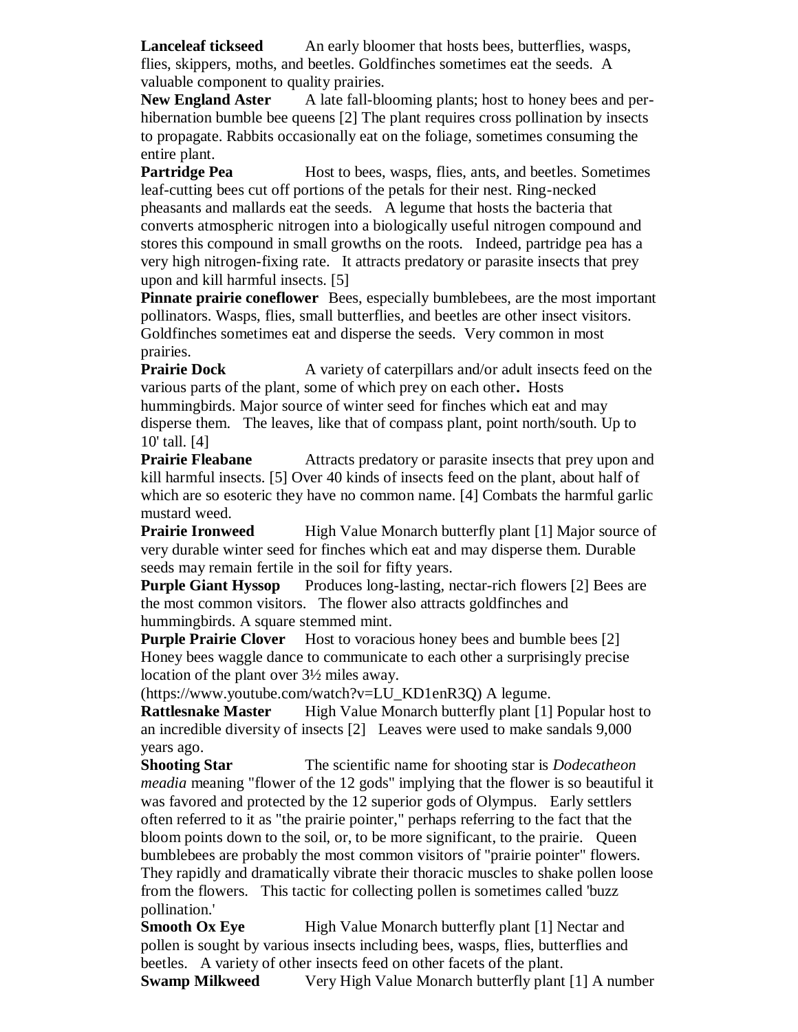**Lanceleaf tickseed** An early bloomer that hosts bees, butterflies, wasps, flies, skippers, moths, and beetles. Goldfinches sometimes eat the seeds. A valuable component to quality prairies.

**New England Aster** A late fall-blooming plants; host to honey bees and per-hibernation bumble bee queens [2] The plant requires cross pollination by insects to propagate. Rabbits occasionally eat on the foliage, sometimes consuming the entire plant.

**Partridge Pea** Host to bees, wasps, flies, ants, and beetles. Sometimes leaf-cutting bees cut off portions of the petals for their nest. Ring-necked pheasants and mallards eat the seeds. A legume that hosts the bacteria that converts atmospheric nitrogen into a biologically useful nitrogen compound and stores this compound in small growths on the roots. Indeed, partridge pea has a very high nitrogen-fixing rate. It attracts predatory or parasite insects that prey upon and kill harmful insects. [5]

**Pinnate prairie coneflower** Bees, especially bumblebees, are the most important pollinators. Wasps, flies, small butterflies, and beetles are other insect visitors. Goldfinches sometimes eat and disperse the seeds. Very common in most prairies.

**Prairie Dock** A variety of caterpillars and/or adult insects feed on the various parts of the plant, some of which prey on each other**.** Hosts hummingbirds. Major source of winter seed for finches which eat and may disperse them. The leaves, like that of compass plant, point north/south. Up to 10' tall. [4]

**Prairie Fleabane** Attracts predatory or parasite insects that prey upon and kill harmful insects. [5] Over 40 kinds of insects feed on the plant, about half of which are so esoteric they have no common name. [4] Combats the harmful garlic mustard weed.

**Prairie Ironweed** High Value Monarch butterfly plant [1] Major source of very durable winter seed for finches which eat and may disperse them. Durable seeds may remain fertile in the soil for fifty years.

**Purple Giant Hyssop** Produces long-lasting, nectar-rich flowers [2] Bees are the most common visitors. The flower also attracts goldfinches and hummingbirds. A square stemmed mint.

**Purple Prairie Clover** Host to voracious honey bees and bumble bees [2] Honey bees waggle dance to communicate to each other a surprisingly precise location of the plant over 3½ miles away. (https://www.youtube.com/watch?v=LU_KD1enR3Q) A legume.

**Rattlesnake Master** High Value Monarch butterfly plant [1] Popular host to an incredible diversity of insects [2] Leaves were used to make sandals 9,000 years ago.

**Shooting Star** The scientific name for shooting star is *Dodecatheon meadia* meaning "flower of the 12 gods" implying that the flower is so beautiful it was favored and protected by the 12 superior gods of Olympus. Early settlers often referred to it as "the prairie pointer," perhaps referring to the fact that the bloom points down to the soil, or, to be more significant, to the prairie. Queen bumblebees are probably the most common visitors of "prairie pointer" flowers. They rapidly and dramatically vibrate their thoracic muscles to shake pollen loose from the flowers. This tactic for collecting pollen is sometimes called 'buzz pollination.'

**Smooth Ox Eye** High Value Monarch butterfly plant [1] Nectar and pollen is sought by various insects including bees, wasps, flies, butterflies and beetles. A variety of other insects feed on other facets of the plant.

**Swamp Milkweed** Very High Value Monarch butterfly plant [1] A number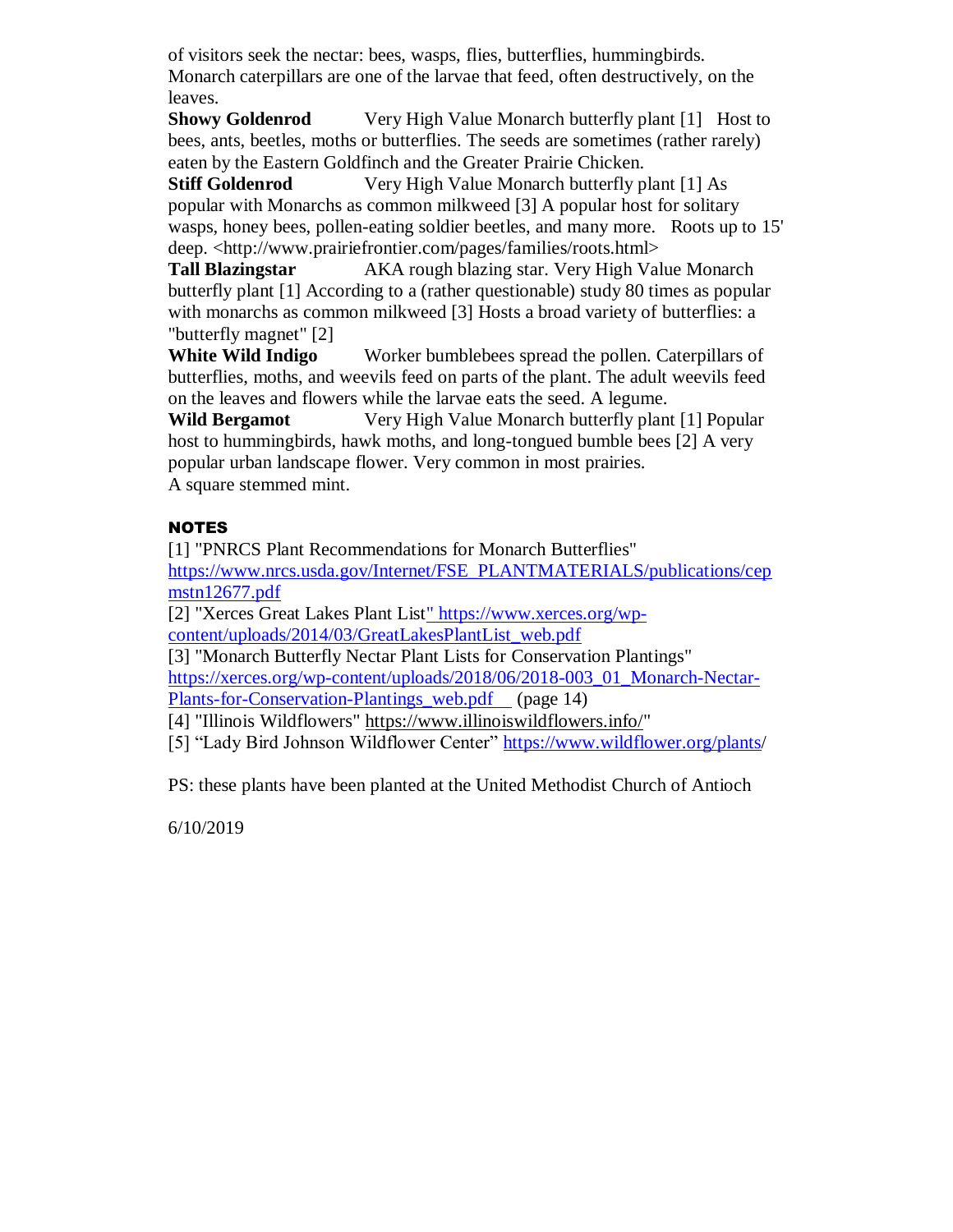of visitors seek the nectar: bees, wasps, flies, butterflies, hummingbirds. Monarch caterpillars are one of the larvae that feed, often destructively, on the leaves.

**Showy Goldenrod** Very High Value Monarch butterfly plant [1] Host to bees, ants, beetles, moths or butterflies. The seeds are sometimes (rather rarely) eaten by the Eastern Goldfinch and the Greater Prairie Chicken.

**Stiff Goldenrod** Very High Value Monarch butterfly plant [1] As popular with Monarchs as common milkweed [3] A popular host for solitary wasps, honey bees, pollen-eating soldier beetles, and many more. Roots up to 15' deep. <http://www.prairiefrontier.com/pages/families/roots.html>

**Tall Blazingstar** AKA rough blazing star. Very High Value Monarch butterfly plant [1] According to a (rather questionable) study 80 times as popular with monarchs as common milkweed [3] Hosts a broad variety of butterflies: a "butterfly magnet" [2]

**White Wild Indigo** Worker bumblebees spread the pollen. Caterpillars of butterflies, moths, and weevils feed on parts of the plant. The adult weevils feed on the leaves and flowers while the larvae eats the seed. A legume.

**Wild Bergamot** Very High Value Monarch butterfly plant [1] Popular host to hummingbirds, hawk moths, and long-tongued bumble bees [2] A very popular urban landscape flower. Very common in most prairies.
A square stemmed mint.

## NOTES

[1] "PNRCS Plant Recommendations for Monarch Butterflies" https://www.nrcs.usda.gov/Internet/FSE_PLANTMATERIALS/publications/cepmstn12677.pdf

[2] "Xerces Great Lakes Plant List" https://www.xerces.org/wp-content/uploads/2014/03/GreatLakesPlantList_web.pdf

[3] "Monarch Butterfly Nectar Plant Lists for Conservation Plantings" https://xerces.org/wp-content/uploads/2018/06/2018-003_01_Monarch-Nectar-Plants-for-Conservation-Plantings_web.pdf (page 14)

[4] "Illinois Wildflowers" https://www.illinoiswildflowers.info/"

[5] "Lady Bird Johnson Wildflower Center" https://www.wildflower.org/plants/

PS: these plants have been planted at the United Methodist Church of Antioch

6/10/2019